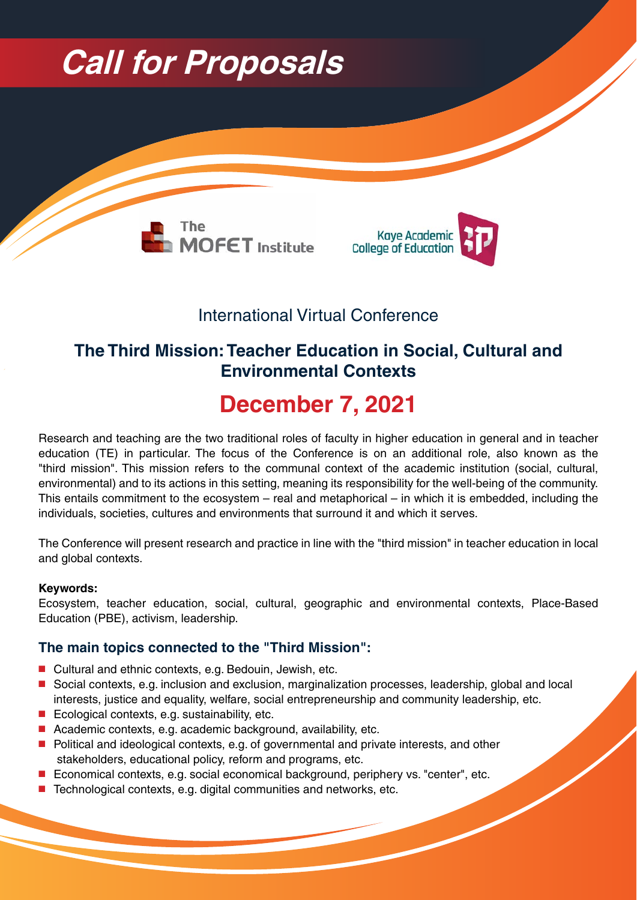# Call for Proposals

The MOFET Institute

Kaye Academic College of Education

International Virtual Conference

## The Third Mission: Teacher Education in Social, Cultural and Environmental Contexts

## December 7, 2021

Research and teaching are the two traditional roles of faculty in higher education in general and in teacher education (TE) in particular. The focus of the Conference is on an additional role, also known as the "third mission". This mission refers to the communal context of the academic institution (social, cultural, environmental) and to its actions in this setting, meaning its responsibility for the well-being of the community. This entails commitment to the ecosystem – real and metaphorical – in which it is embedded, including the individuals, societies, cultures and environments that surround it and which it serves.

The Conference will present research and practice in line with the "third mission" in teacher education in local and global contexts.

**Keywords:**
Ecosystem, teacher education, social, cultural, geographic and environmental contexts, Place-Based Education (PBE), activism, leadership.

### The main topics connected to the "Third Mission":

- Cultural and ethnic contexts, e.g. Bedouin, Jewish, etc.
- Social contexts, e.g. inclusion and exclusion, marginalization processes, leadership, global and local interests, justice and equality, welfare, social entrepreneurship and community leadership, etc.
- Ecological contexts, e.g. sustainability, etc.
- Academic contexts, e.g. academic background, availability, etc.
- Political and ideological contexts, e.g. of governmental and private interests, and other stakeholders, educational policy, reform and programs, etc.
- Economical contexts, e.g. social economical background, periphery vs. "center", etc.
- Technological contexts, e.g. digital communities and networks, etc.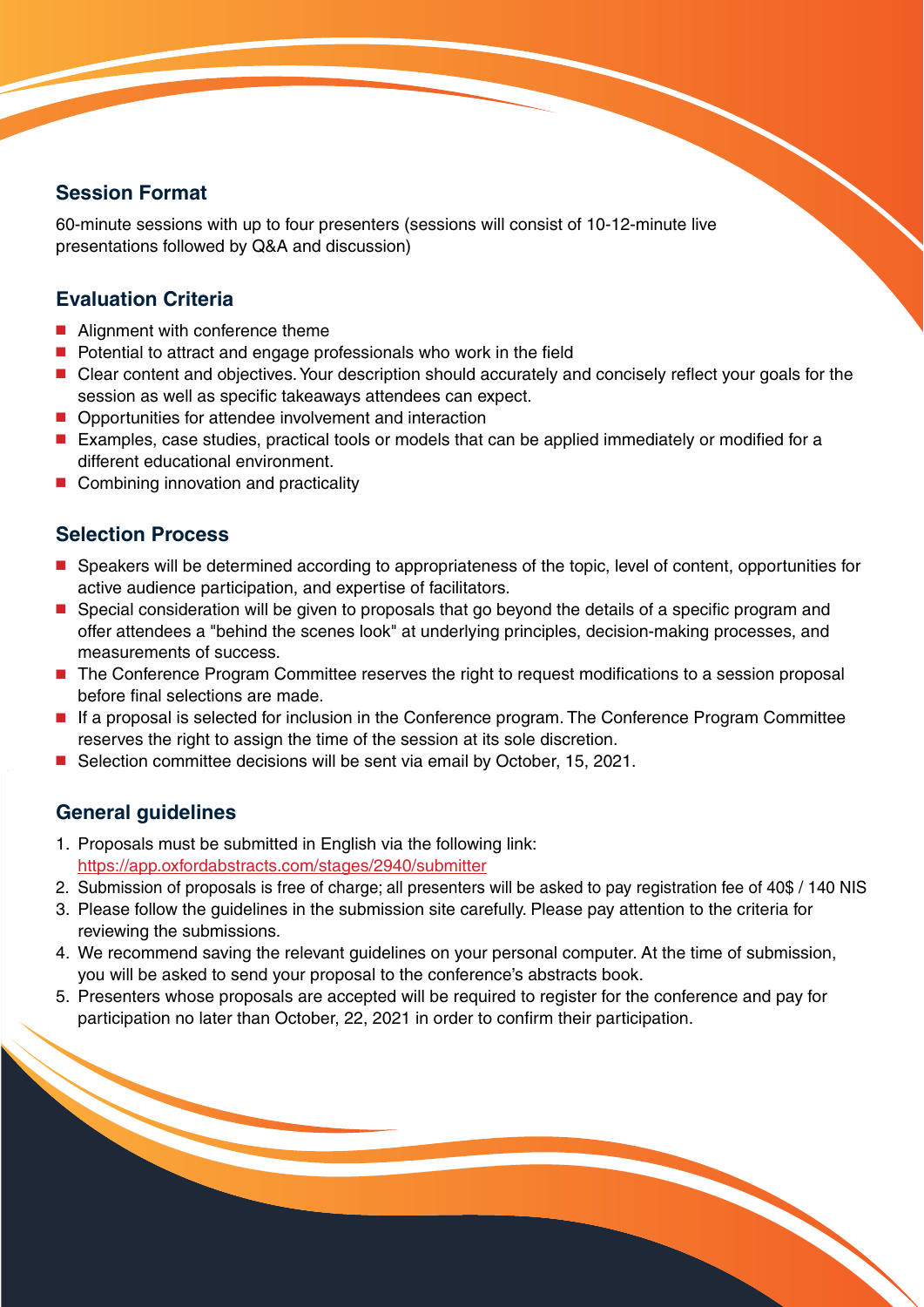## Session Format

60-minute sessions with up to four presenters (sessions will consist of 10-12-minute live presentations followed by Q&A and discussion)

## Evaluation Criteria

- Alignment with conference theme
- Potential to attract and engage professionals who work in the field
- Clear content and objectives. Your description should accurately and concisely reflect your goals for the session as well as specific takeaways attendees can expect.
- Opportunities for attendee involvement and interaction
- Examples, case studies, practical tools or models that can be applied immediately or modified for a different educational environment.
- Combining innovation and practicality

## Selection Process

- Speakers will be determined according to appropriateness of the topic, level of content, opportunities for active audience participation, and expertise of facilitators.
- Special consideration will be given to proposals that go beyond the details of a specific program and offer attendees a "behind the scenes look" at underlying principles, decision-making processes, and measurements of success.
- The Conference Program Committee reserves the right to request modifications to a session proposal before final selections are made.
- If a proposal is selected for inclusion in the Conference program. The Conference Program Committee reserves the right to assign the time of the session at its sole discretion.
- Selection committee decisions will be sent via email by October, 15, 2021.

## General guidelines

1. Proposals must be submitted in English via the following link: [https://app.oxfordabstracts.com/stages/2940/submitter](https://app.oxfordabstracts.com/stages/2940/submitter)
2. Submission of proposals is free of charge; all presenters will be asked to pay registration fee of 40$ / 140 NIS
3. Please follow the guidelines in the submission site carefully. Please pay attention to the criteria for reviewing the submissions.
4. We recommend saving the relevant guidelines on your personal computer. At the time of submission, you will be asked to send your proposal to the conference's abstracts book.
5. Presenters whose proposals are accepted will be required to register for the conference and pay for participation no later than October, 22, 2021 in order to confirm their participation.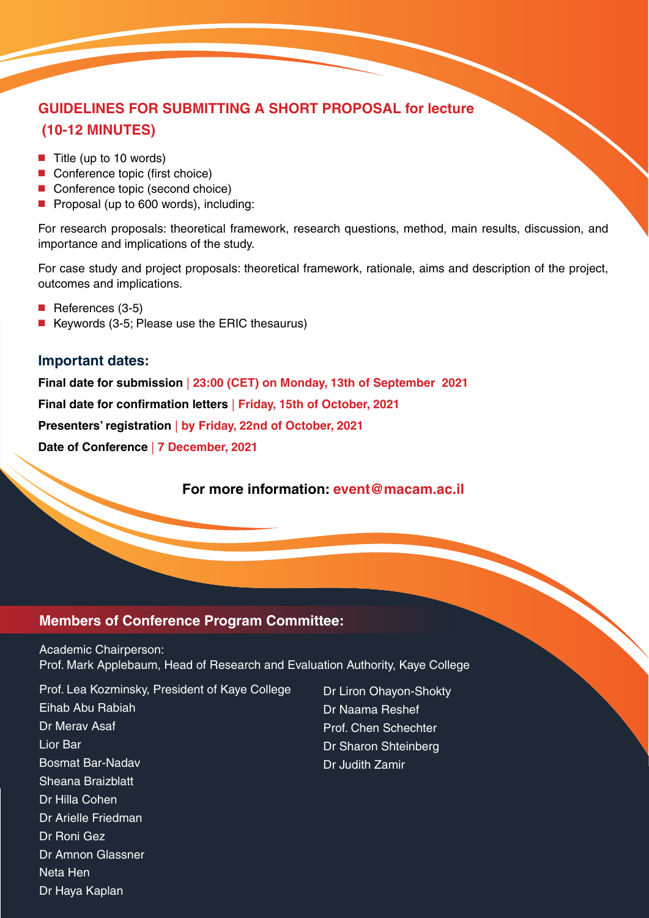## GUIDELINES FOR SUBMITTING A SHORT PROPOSAL for lecture (10-12 MINUTES)

- Title (up to 10 words)
- Conference topic (first choice)
- Conference topic (second choice)
- Proposal (up to 600 words), including:

For research proposals: theoretical framework, research questions, method, main results, discussion, and importance and implications of the study.

For case study and project proposals: theoretical framework, rationale, aims and description of the project, outcomes and implications.

- References (3-5)
- Keywords (3-5; Please use the ERIC thesaurus)

### Important dates:

**Final date for submission** | **23:00 (CET) on Monday, 13th of September 2021**

**Final date for confirmation letters** | **Friday, 15th of October, 2021**

**Presenters' registration** | **by Friday, 22nd of October, 2021**

**Date of Conference** | **7 December, 2021**

**For more information: event@macam.ac.il**

### Members of Conference Program Committee:

Academic Chairperson:
Prof. Mark Applebaum, Head of Research and Evaluation Authority, Kaye College

Prof. Lea Kozminsky, President of Kaye College
Eihab Abu Rabiah
Dr Merav Asaf
Lior Bar
Bosmat Bar-Nadav
Sheana Braizblatt
Dr Hilla Cohen
Dr Arielle Friedman
Dr Roni Gez
Dr Amnon Glassner
Neta Hen
Dr Haya Kaplan
Dr Liron Ohayon-Shokty
Dr Naama Reshef
Prof. Chen Schechter
Dr Sharon Shteinberg
Dr Judith Zamir